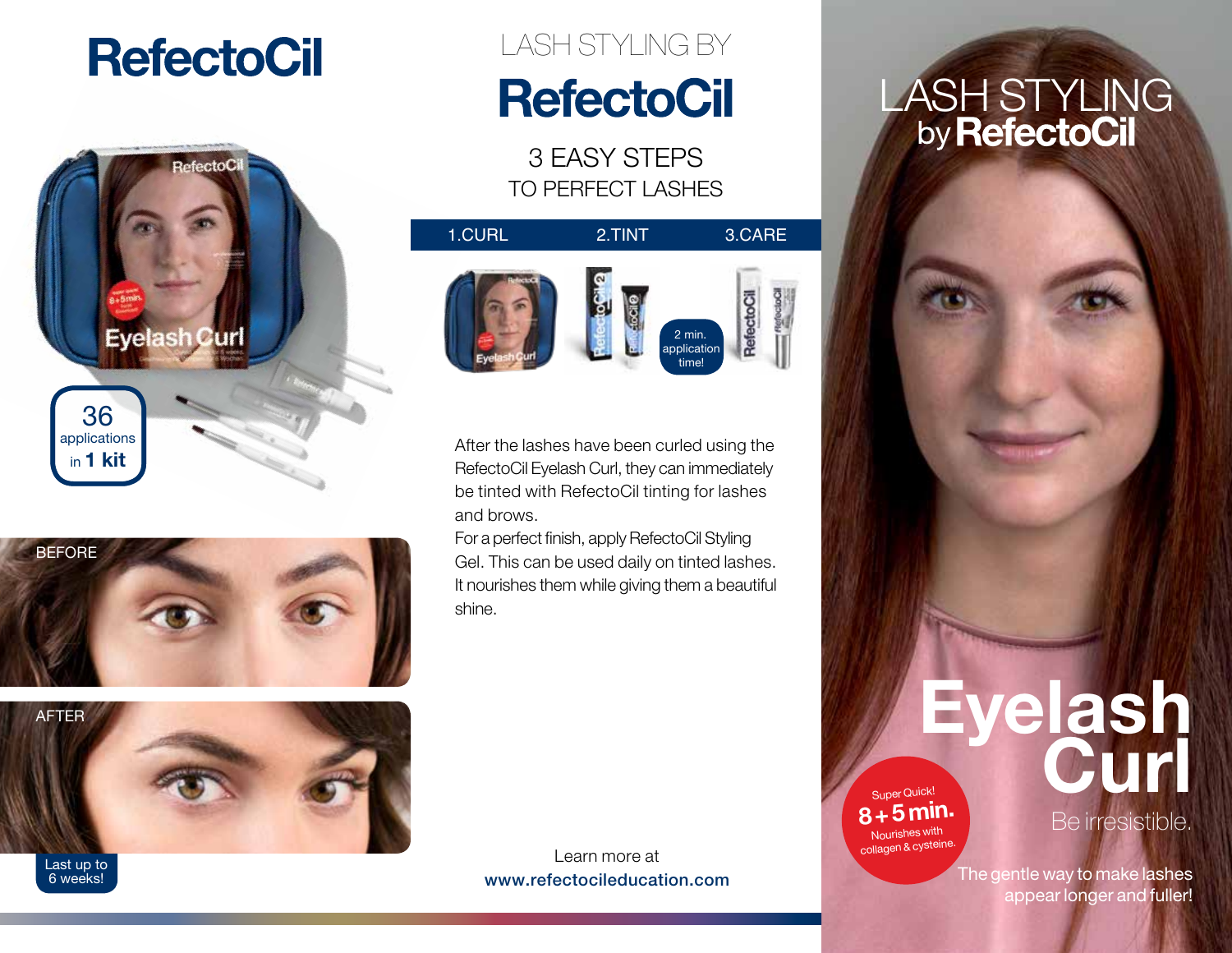# RefectoCil

36 applications in **1 kit**

BEFORE

AFTER

Last up to 6 weeks!

LASH STYLING BY

# RefectoCil

## 3 EASY STEPS
TO PERFECT LASHES

| 1.CURL | 2.TINT | 3.CARE |
|---|---|---|

2 min. application time!

After the lashes have been curled using the RefectoCil Eyelash Curl, they can immediately be tinted with RefectoCil tinting for lashes and brows.
For a perfect finish, apply RefectoCil Styling Gel. This can be used daily on tinted lashes. It nourishes them while giving them a beautiful shine.

Learn more at
**www.refectocileducation.com**

# LASH STYLING
by **RefectoCil**

# Eyelash Curl

Be irresistible.

Super Quick!
**8 + 5 min.**
Nourishes with collagen & cysteine.

The gentle way to make lashes appear longer and fuller!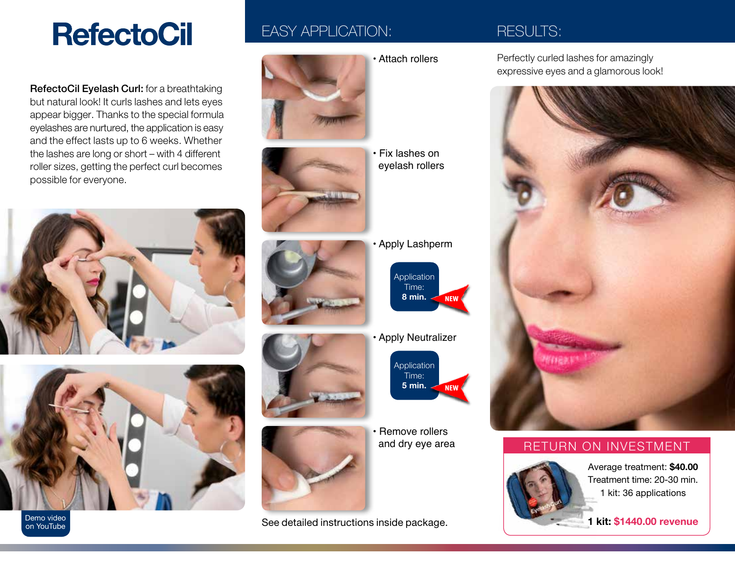# RefectoCil

**RefectoCil Eyelash Curl:** for a breathtaking but natural look! It curls lashes and lets eyes appear bigger. Thanks to the special formula eyelashes are nurtured, the application is easy and the effect lasts up to 6 weeks. Whether the lashes are long or short – with 4 different roller sizes, getting the perfect curl becomes possible for everyone.

Demo video on YouTube

## EASY APPLICATION:

- Attach rollers
- Fix lashes on eyelash rollers
- Apply Lashperm

  Application Time: **8 min.** NEW

- Apply Neutralizer

  Application Time: **5 min.** NEW

- Remove rollers and dry eye area

See detailed instructions inside package.

## RESULTS:

Perfectly curled lashes for amazingly expressive eyes and a glamorous look!

## RETURN ON INVESTMENT

Average treatment: **$40.00**

Treatment time: 20-30 min.

1 kit: 36 applications

**1 kit: $1440.00 revenue**